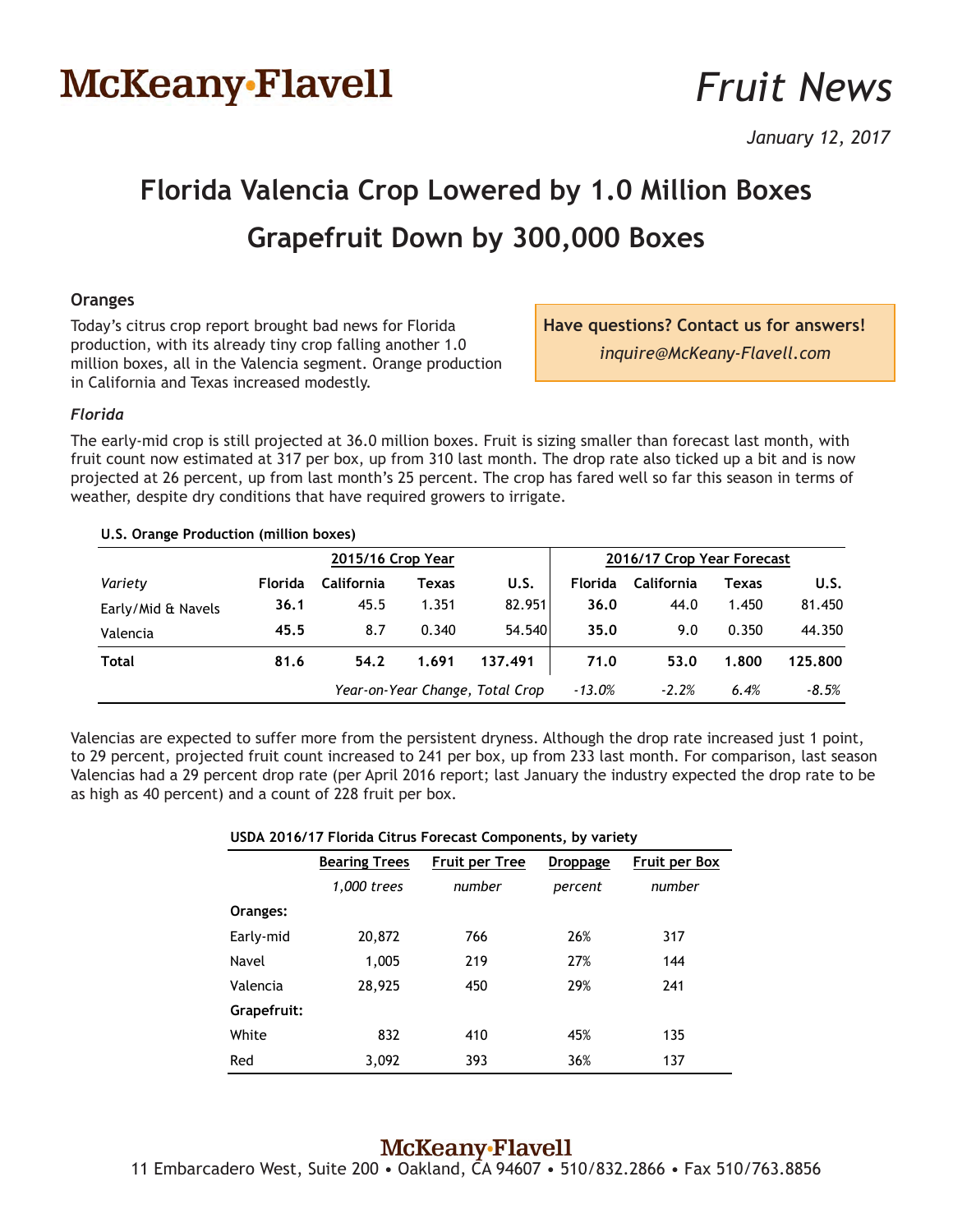McKeany·Flavell

# Fruit News

*January 12, 2017*

# Florida Valencia Crop Lowered by 1.0 Million Boxes
# Grapefruit Down by 300,000 Boxes

## Oranges

Today's citrus crop report brought bad news for Florida production, with its already tiny crop falling another 1.0 million boxes, all in the Valencia segment. Orange production in California and Texas increased modestly.

**Have questions? Contact us for answers!**
*inquire@McKeany-Flavell.com*

### *Florida*

The early-mid crop is still projected at 36.0 million boxes. Fruit is sizing smaller than forecast last month, with fruit count now estimated at 317 per box, up from 310 last month. The drop rate also ticked up a bit and is now projected at 26 percent, up from last month's 25 percent. The crop has fared well so far this season in terms of weather, despite dry conditions that have required growers to irrigate.

**U.S. Orange Production (million boxes)**

| | 2015/16 Crop Year | | | | 2016/17 Crop Year Forecast | | | |
|---|---|---|---|---|---|---|---|---|
| *Variety* | **Florida** | **California** | **Texas** | **U.S.** | **Florida** | **California** | **Texas** | **U.S.** |
| Early/Mid & Navels | **36.1** | 45.5 | 1.351 | 82.951 | **36.0** | 44.0 | 1.450 | 81.450 |
| Valencia | **45.5** | 8.7 | 0.340 | 54.540 | **35.0** | 9.0 | 0.350 | 44.350 |
| **Total** | **81.6** | **54.2** | **1.691** | **137.491** | **71.0** | **53.0** | **1.800** | **125.800** |
| | | | | *Year-on-Year Change, Total Crop* | *-13.0%* | *-2.2%* | *6.4%* | *-8.5%* |

Valencias are expected to suffer more from the persistent dryness. Although the drop rate increased just 1 point, to 29 percent, projected fruit count increased to 241 per box, up from 233 last month. For comparison, last season Valencias had a 29 percent drop rate (per April 2016 report; last January the industry expected the drop rate to be as high as 40 percent) and a count of 228 fruit per box.

**USDA 2016/17 Florida Citrus Forecast Components, by variety**

| | Bearing Trees | Fruit per Tree | Droppage | Fruit per Box |
|---|---|---|---|---|
| | *1,000 trees* | *number* | *percent* | *number* |
| **Oranges:** | | | | |
| Early-mid | 20,872 | 766 | 26% | 317 |
| Navel | 1,005 | 219 | 27% | 144 |
| Valencia | 28,925 | 450 | 29% | 241 |
| **Grapefruit:** | | | | |
| White | 832 | 410 | 45% | 135 |
| Red | 3,092 | 393 | 36% | 137 |

McKeany·Flavell
11 Embarcadero West, Suite 200 • Oakland, CA 94607 • 510/832.2866 • Fax 510/763.8856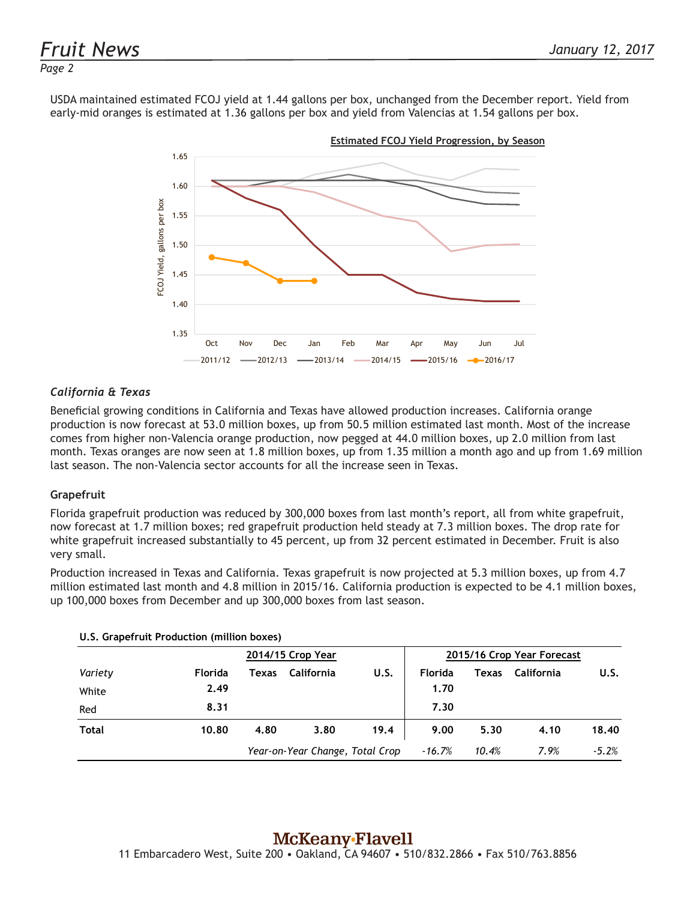USDA maintained estimated FCOJ yield at 1.44 gallons per box, unchanged from the December report. Yield from early-mid oranges is estimated at 1.36 gallons per box and yield from Valencias at 1.54 gallons per box.

**Estimated FCOJ Yield Progression, by Season**

### *California & Texas*

Beneficial growing conditions in California and Texas have allowed production increases. California orange production is now forecast at 53.0 million boxes, up from 50.5 million estimated last month. Most of the increase comes from higher non-Valencia orange production, now pegged at 44.0 million boxes, up 2.0 million from last month. Texas oranges are now seen at 1.8 million boxes, up from 1.35 million a month ago and up from 1.69 million last season. The non-Valencia sector accounts for all the increase seen in Texas.

### Grapefruit

Florida grapefruit production was reduced by 300,000 boxes from last month's report, all from white grapefruit, now forecast at 1.7 million boxes; red grapefruit production held steady at 7.3 million boxes. The drop rate for white grapefruit increased substantially to 45 percent, up from 32 percent estimated in December. Fruit is also very small.

Production increased in Texas and California. Texas grapefruit is now projected at 5.3 million boxes, up from 4.7 million estimated last month and 4.8 million in 2015/16. California production is expected to be 4.1 million boxes, up 100,000 boxes from December and up 300,000 boxes from last season.

**U.S. Grapefruit Production (million boxes)**

| | 2014/15 Crop Year | | | | 2015/16 Crop Year Forecast | | | |
|---|---|---|---|---|---|---|---|---|
| *Variety* | Florida | Texas | California | U.S. | Florida | Texas | California | U.S. |
| White | 2.49 | | | | 1.70 | | | |
| Red | 8.31 | | | | 7.30 | | | |
| **Total** | 10.80 | 4.80 | 3.80 | 19.4 | 9.00 | 5.30 | 4.10 | 18.40 |
| | | *Year-on-Year Change, Total Crop* | | | *-16.7%* | *10.4%* | *7.9%* | *-5.2%* |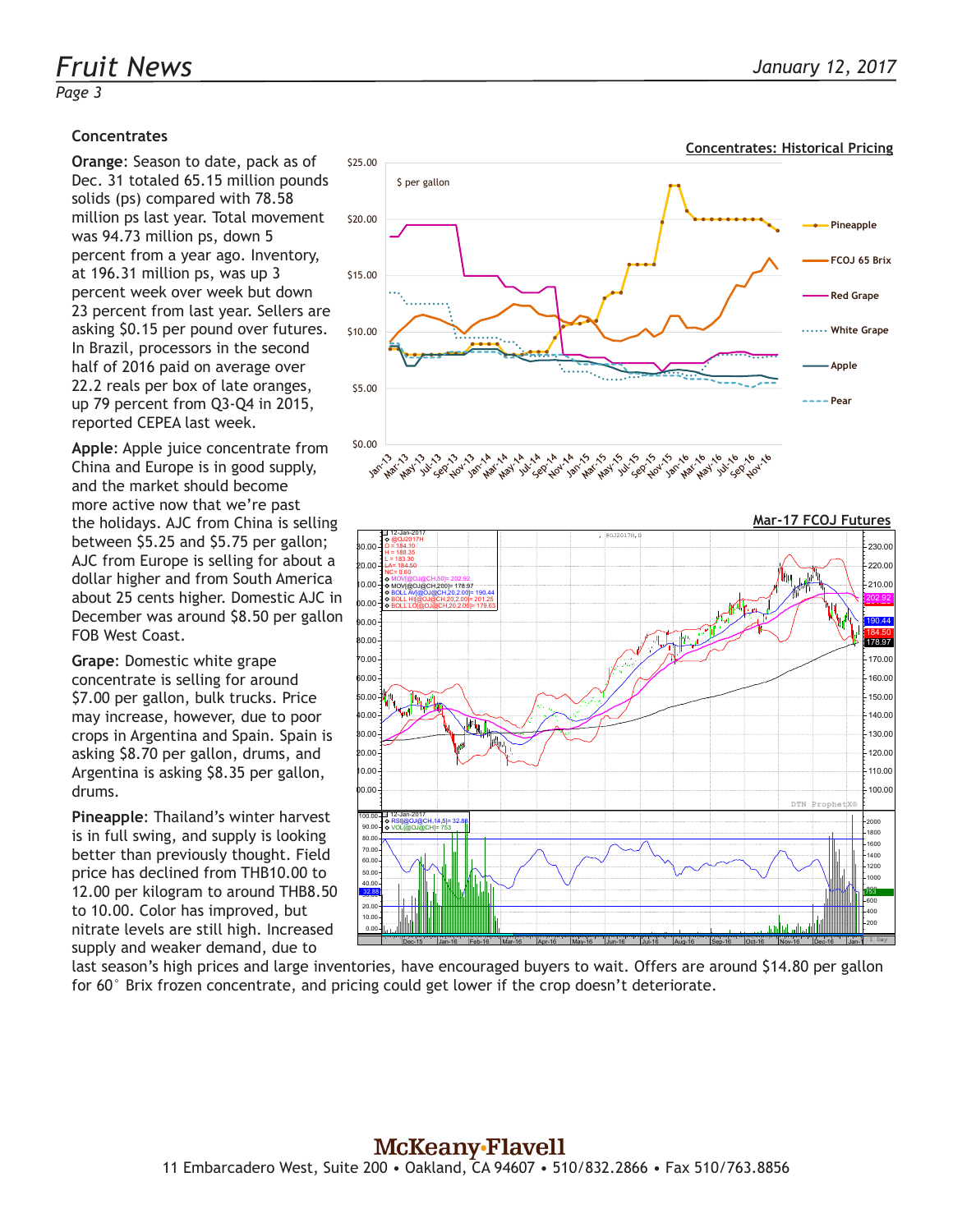## Concentrates

**Orange**: Season to date, pack as of Dec. 31 totaled 65.15 million pounds solids (ps) compared with 78.58 million ps last year. Total movement was 94.73 million ps, down 5 percent from a year ago. Inventory, at 196.31 million ps, was up 3 percent week over week but down 23 percent from last year. Sellers are asking $0.15 per pound over futures. In Brazil, processors in the second half of 2016 paid on average over 22.2 reals per box of late oranges, up 79 percent from Q3-Q4 in 2015, reported CEPEA last week.

**Apple**: Apple juice concentrate from China and Europe is in good supply, and the market should become more active now that we're past the holidays. AJC from China is selling between $5.25 and $5.75 per gallon; AJC from Europe is selling for about a dollar higher and from South America about 25 cents higher. Domestic AJC in December was around $8.50 per gallon FOB West Coast.

**Grape**: Domestic white grape concentrate is selling for around $7.00 per gallon, bulk trucks. Price may increase, however, due to poor crops in Argentina and Spain. Spain is asking $8.70 per gallon, drums, and Argentina is asking $8.35 per gallon, drums.

**Pineapple**: Thailand's winter harvest is in full swing, and supply is looking better than previously thought. Field price has declined from THB10.00 to 12.00 per kilogram to around THB8.50 to 10.00. Color has improved, but nitrate levels are still high. Increased supply and weaker demand, due to last season's high prices and large inventories, have encouraged buyers to wait. Offers are around $14.80 per gallon for 60° Brix frozen concentrate, and pricing could get lower if the crop doesn't deteriorate.

**Concentrates: Historical Pricing**

$ per gallon

$25.00
$20.00
$15.00
$10.00
$5.00
$0.00

Jan-13, Mar-13, May-13, Jul-13, Sep-13, Nov-13, Jan-14, Mar-14, May-14, Jul-14, Sep-14, Nov-14, Jan-15, Mar-15, May-15, Jul-15, Sep-15, Nov-15, Jan-16, Mar-16, May-16, Jul-16, Sep-16, Nov-16

Pineapple
FCOJ 65 Brix
Red Grape
White Grape
Apple
Pear

**Mar-17 FCOJ Futures**

12-Jan-2017
@OJ2017H
O = 184.10
H = 188.35
L = 183.30
LA= 184.50
NC= 0.60
MOV(@OJ@CH,50)= 202.92
MOV(@OJ@CH,200)= 178.97
BOLL AV(@OJ@CH,20,2.00)= 190.44
BOLL HI(@OJ@CH,20,2.00)= 201.25
BOLL LO(@OJ@CH,20,2.00)= 179.63

230.00
220.00
210.00
202.92
190.44
184.50
178.97
170.00
160.00
150.00
140.00
130.00
120.00
110.00
100.00

DTN ProphetX®

12-Jan-2017
RSI(@OJ@CH,14,5)= 32.88
VOL(@OJ@CH)= 753

Dec-15, Jan-16, Feb-16, Mar-16, Apr-16, May-16, Jun-16, Jul-16, Aug-16, Sep-16, Oct-16, Nov-16, Dec-16, Jan-1

1 Day